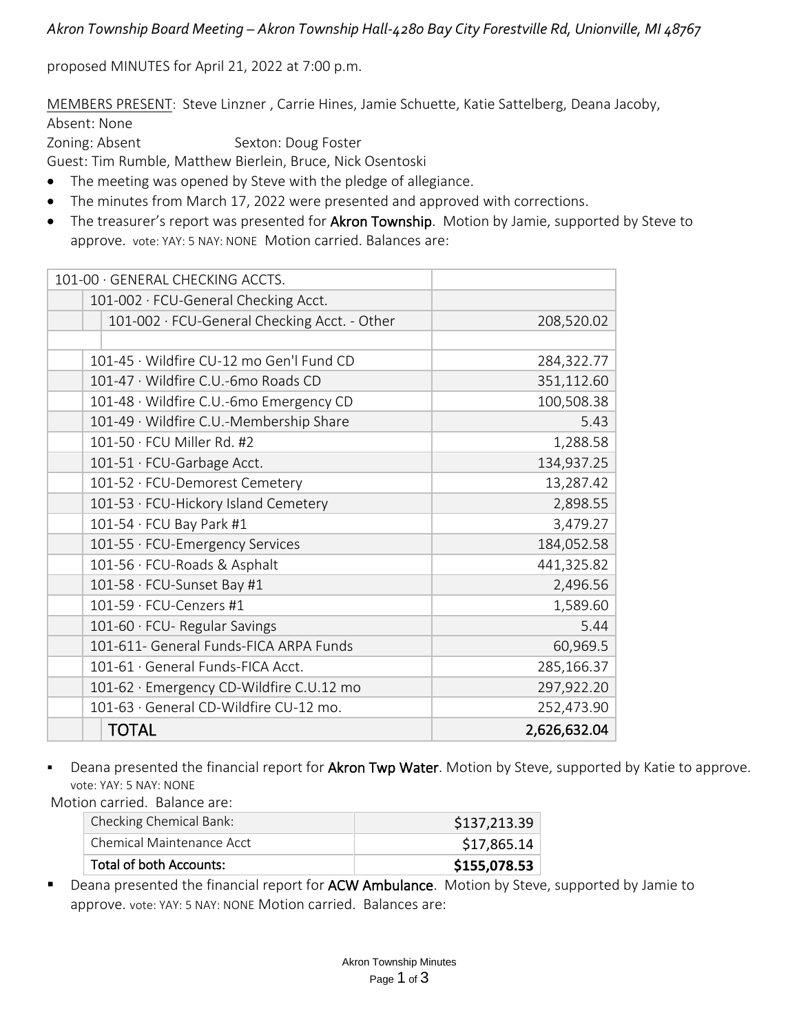*Akron Township Board Meeting – Akron Township Hall-4280 Bay City Forestville Rd, Unionville, MI 48767*

proposed MINUTES for April 21, 2022 at 7:00 p.m.

MEMBERS PRESENT: Steve Linzner , Carrie Hines, Jamie Schuette, Katie Sattelberg, Deana Jacoby,
Absent: None
Zoning: Absent Sexton: Doug Foster
Guest: Tim Rumble, Matthew Bierlein, Bruce, Nick Osentoski

- The meeting was opened by Steve with the pledge of allegiance.
- The minutes from March 17, 2022 were presented and approved with corrections.
- The treasurer's report was presented for **Akron Township**. Motion by Jamie, supported by Steve to approve. vote: YAY: 5 NAY: NONE Motion carried. Balances are:

| Account | Balance |
|---|---|
| 101-00 · GENERAL CHECKING ACCTS. | |
| 101-002 · FCU-General Checking Acct. | |
| 101-002 · FCU-General Checking Acct. - Other | 208,520.02 |
| | |
| 101-45 · Wildfire CU-12 mo Gen'l Fund CD | 284,322.77 |
| 101-47 · Wildfire C.U.-6mo Roads CD | 351,112.60 |
| 101-48 · Wildfire C.U.-6mo Emergency CD | 100,508.38 |
| 101-49 · Wildfire C.U.-Membership Share | 5.43 |
| 101-50 · FCU Miller Rd. #2 | 1,288.58 |
| 101-51 · FCU-Garbage Acct. | 134,937.25 |
| 101-52 · FCU-Demorest Cemetery | 13,287.42 |
| 101-53 · FCU-Hickory Island Cemetery | 2,898.55 |
| 101-54 · FCU Bay Park #1 | 3,479.27 |
| 101-55 · FCU-Emergency Services | 184,052.58 |
| 101-56 · FCU-Roads & Asphalt | 441,325.82 |
| 101-58 · FCU-Sunset Bay #1 | 2,496.56 |
| 101-59 · FCU-Cenzers #1 | 1,589.60 |
| 101-60 · FCU- Regular Savings | 5.44 |
| 101-611- General Funds-FICA ARPA Funds | 60,969.5 |
| 101-61 · General Funds-FICA Acct. | 285,166.37 |
| 101-62 · Emergency CD-Wildfire C.U.12 mo | 297,922.20 |
| 101-63 · General CD-Wildfire CU-12 mo. | 252,473.90 |
| **TOTAL** | **2,626,632.04** |

- Deana presented the financial report for **Akron Twp Water**. Motion by Steve, supported by Katie to approve. vote: YAY: 5 NAY: NONE

Motion carried. Balance are:

| Account | Balance |
|---|---|
| Checking Chemical Bank: | $137,213.39 |
| Chemical Maintenance Acct | $17,865.14 |
| **Total of both Accounts:** | **$155,078.53** |

- Deana presented the financial report for **ACW Ambulance**. Motion by Steve, supported by Jamie to approve. vote: YAY: 5 NAY: NONE Motion carried. Balances are: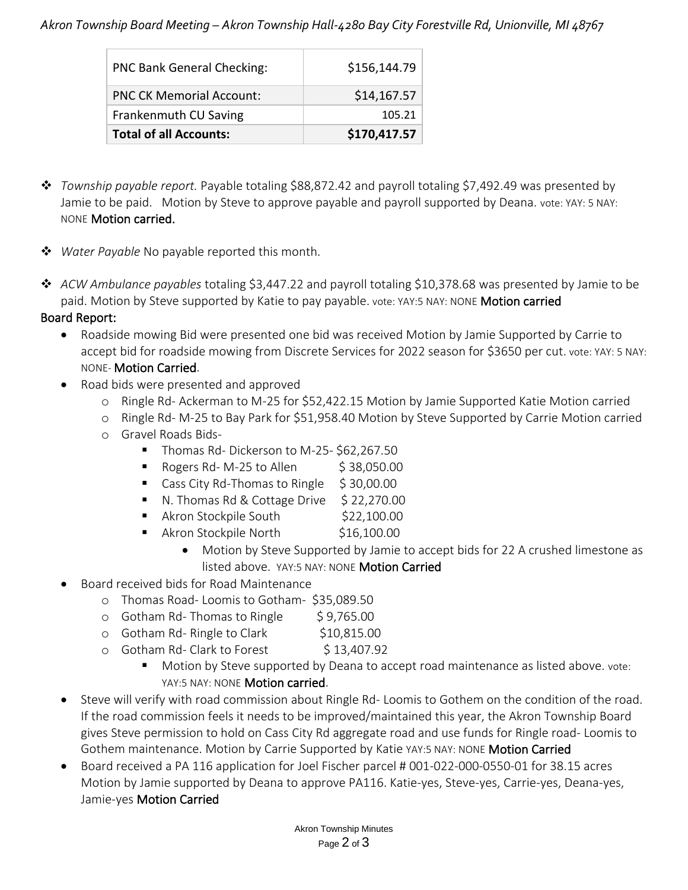| PNC Bank General Checking: | $156,144.79 |
|---|---|
| PNC CK Memorial Account: | $14,167.57 |
| Frankenmuth CU Saving | 105.21 |
| **Total of all Accounts:** | **$170,417.57** |

- *Township payable report.* Payable totaling $88,872.42 and payroll totaling $7,492.49 was presented by Jamie to be paid. Motion by Steve to approve payable and payroll supported by Deana. vote: YAY: 5 NAY: NONE **Motion carried.**
- *Water Payable* No payable reported this month.
- *ACW Ambulance payables* totaling $3,447.22 and payroll totaling $10,378.68 was presented by Jamie to be paid. Motion by Steve supported by Katie to pay payable. vote: YAY:5 NAY: NONE **Motion carried**

**Board Report:**

- Roadside mowing Bid were presented one bid was received Motion by Jamie Supported by Carrie to accept bid for roadside mowing from Discrete Services for 2022 season for $3650 per cut. vote: YAY: 5 NAY: NONE- **Motion Carried**.
- Road bids were presented and approved
  - Ringle Rd- Ackerman to M-25 for $52,422.15 Motion by Jamie Supported Katie Motion carried
  - Ringle Rd- M-25 to Bay Park for $51,958.40 Motion by Steve Supported by Carrie Motion carried
  - Gravel Roads Bids-
    - Thomas Rd- Dickerson to M-25- $62,267.50
    - Rogers Rd- M-25 to Allen $ 38,050.00
    - Cass City Rd-Thomas to Ringle $ 30,00.00
    - N. Thomas Rd & Cottage Drive $ 22,270.00
    - Akron Stockpile South $22,100.00
    - Akron Stockpile North $16,100.00
      - Motion by Steve Supported by Jamie to accept bids for 22 A crushed limestone as listed above. YAY:5 NAY: NONE **Motion Carried**
- Board received bids for Road Maintenance
  - Thomas Road- Loomis to Gotham- $35,089.50
  - Gotham Rd- Thomas to Ringle $ 9,765.00
  - Gotham Rd- Ringle to Clark $10,815.00
  - Gotham Rd- Clark to Forest $ 13,407.92
    - Motion by Steve supported by Deana to accept road maintenance as listed above. vote: YAY:5 NAY: NONE **Motion carried**.
- Steve will verify with road commission about Ringle Rd- Loomis to Gothem on the condition of the road. If the road commission feels it needs to be improved/maintained this year, the Akron Township Board gives Steve permission to hold on Cass City Rd aggregate road and use funds for Ringle road- Loomis to Gothem maintenance. Motion by Carrie Supported by Katie YAY:5 NAY: NONE **Motion Carried**
- Board received a PA 116 application for Joel Fischer parcel # 001-022-000-0550-01 for 38.15 acres Motion by Jamie supported by Deana to approve PA116. Katie-yes, Steve-yes, Carrie-yes, Deana-yes, Jamie-yes **Motion Carried**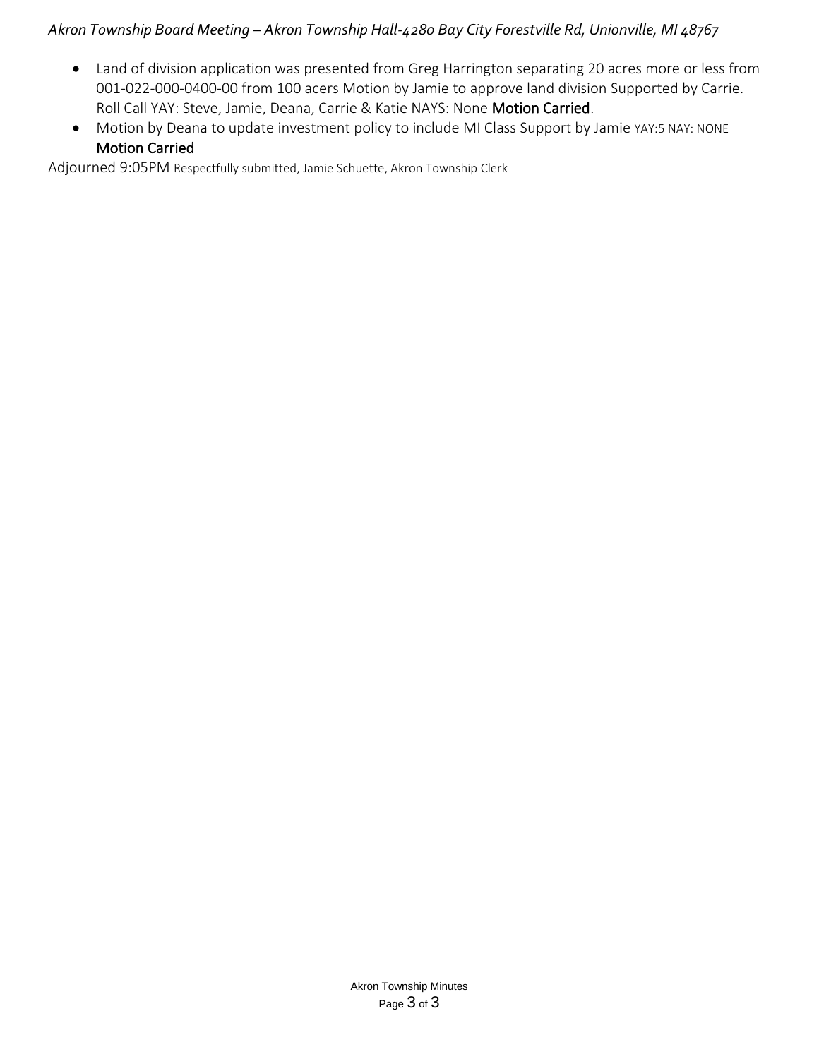- Land of division application was presented from Greg Harrington separating 20 acres more or less from 001-022-000-0400-00 from 100 acers Motion by Jamie to approve land division Supported by Carrie. Roll Call YAY: Steve, Jamie, Deana, Carrie & Katie NAYS: None **Motion Carried**.
- Motion by Deana to update investment policy to include MI Class Support by Jamie YAY:5 NAY: NONE **Motion Carried**

Adjourned 9:05PM Respectfully submitted, Jamie Schuette, Akron Township Clerk